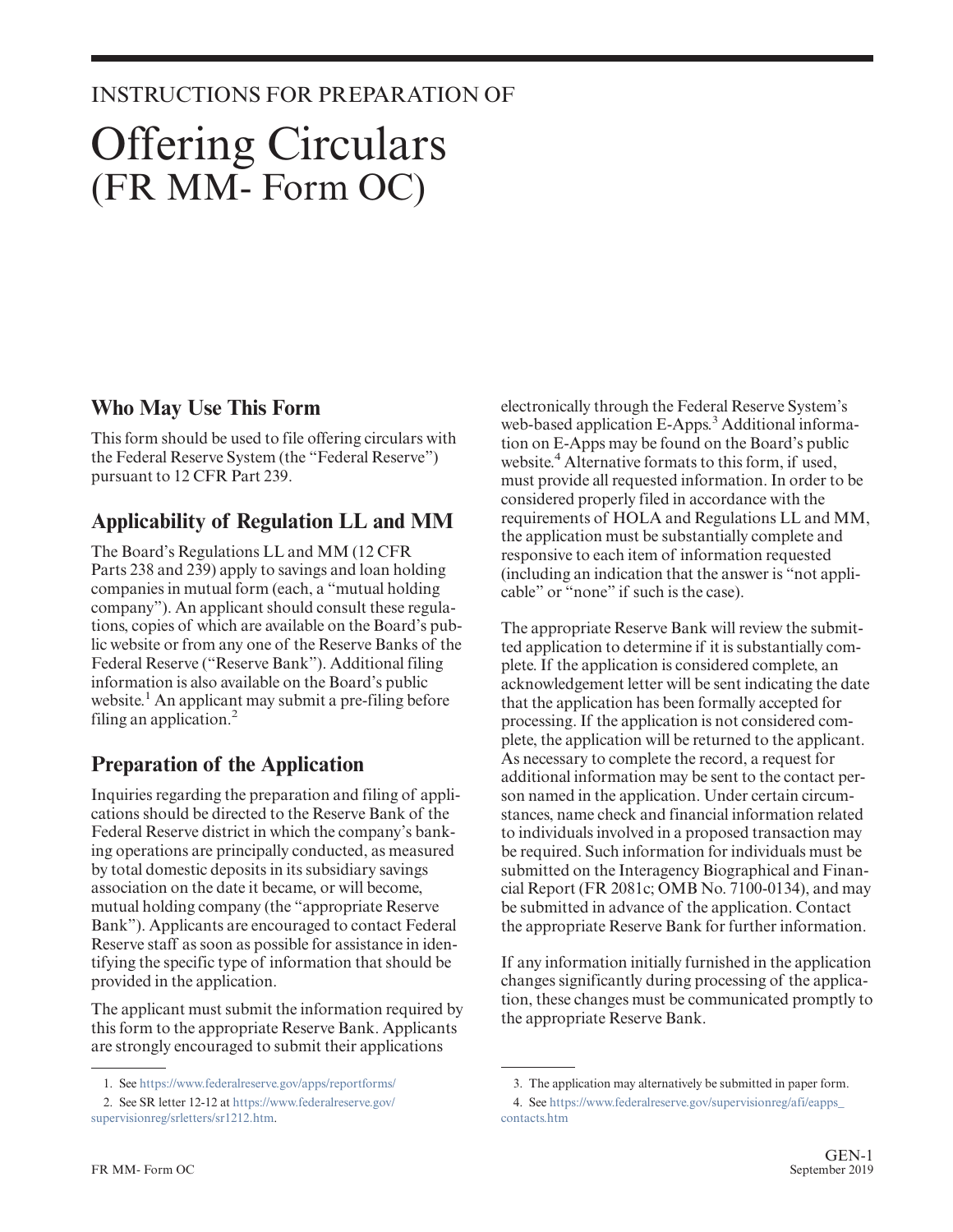INSTRUCTIONS FOR PREPARATION OF

# Offering Circulars (FR MM- Form OC)

## Who May Use This Form

This form should be used to file offering circulars with the Federal Reserve System (the "Federal Reserve") pursuant to 12 CFR Part 239.

## Applicability of Regulation LL and MM

The Board's Regulations LL and MM (12 CFR Parts 238 and 239) apply to savings and loan holding companies in mutual form (each, a "mutual holding company"). An applicant should consult these regulations, copies of which are available on the Board's public website or from any one of the Reserve Banks of the Federal Reserve ("Reserve Bank"). Additional filing information is also available on the Board's public website.[1] An applicant may submit a pre-filing before filing an application.[2]

## Preparation of the Application

Inquiries regarding the preparation and filing of applications should be directed to the Reserve Bank of the Federal Reserve district in which the company's banking operations are principally conducted, as measured by total domestic deposits in its subsidiary savings association on the date it became, or will become, mutual holding company (the "appropriate Reserve Bank"). Applicants are encouraged to contact Federal Reserve staff as soon as possible for assistance in identifying the specific type of information that should be provided in the application.

The applicant must submit the information required by this form to the appropriate Reserve Bank. Applicants are strongly encouraged to submit their applications electronically through the Federal Reserve System's web-based application E-Apps.[3] Additional information on E-Apps may be found on the Board's public website.[4] Alternative formats to this form, if used, must provide all requested information. In order to be considered properly filed in accordance with the requirements of HOLA and Regulations LL and MM, the application must be substantially complete and responsive to each item of information requested (including an indication that the answer is "not applicable" or "none" if such is the case).

The appropriate Reserve Bank will review the submitted application to determine if it is substantially complete. If the application is considered complete, an acknowledgement letter will be sent indicating the date that the application has been formally accepted for processing. If the application is not considered complete, the application will be returned to the applicant. As necessary to complete the record, a request for additional information may be sent to the contact person named in the application. Under certain circumstances, name check and financial information related to individuals involved in a proposed transaction may be required. Such information for individuals must be submitted on the Interagency Biographical and Financial Report (FR 2081c; OMB No. 7100-0134), and may be submitted in advance of the application. Contact the appropriate Reserve Bank for further information.

If any information initially furnished in the application changes significantly during processing of the application, these changes must be communicated promptly to the appropriate Reserve Bank.

---

1. See https://www.federalreserve.gov/apps/reportforms/
2. See SR letter 12-12 at https://www.federalreserve.gov/supervisionreg/srletters/sr1212.htm.
3. The application may alternatively be submitted in paper form.
4. See https://www.federalreserve.gov/supervisionreg/afi/eapps_contacts.htm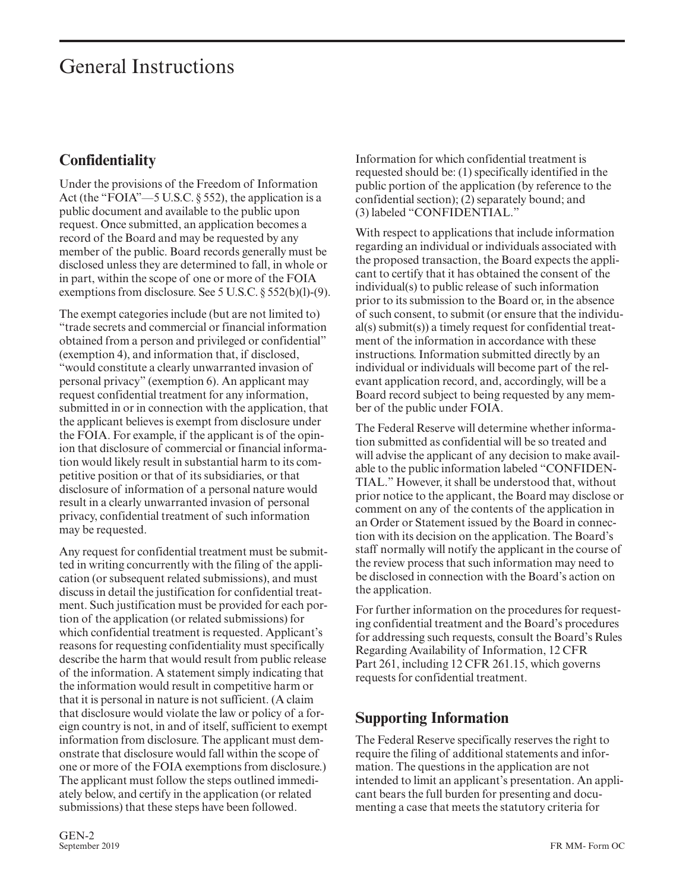# General Instructions

## Confidentiality

Under the provisions of the Freedom of Information Act (the "FOIA"—5 U.S.C. § 552), the application is a public document and available to the public upon request. Once submitted, an application becomes a record of the Board and may be requested by any member of the public. Board records generally must be disclosed unless they are determined to fall, in whole or in part, within the scope of one or more of the FOIA exemptions from disclosure. See 5 U.S.C. § 552(b)(l)-(9).

The exempt categories include (but are not limited to) "trade secrets and commercial or financial information obtained from a person and privileged or confidential" (exemption 4), and information that, if disclosed, "would constitute a clearly unwarranted invasion of personal privacy" (exemption 6). An applicant may request confidential treatment for any information, submitted in or in connection with the application, that the applicant believes is exempt from disclosure under the FOIA. For example, if the applicant is of the opinion that disclosure of commercial or financial information would likely result in substantial harm to its competitive position or that of its subsidiaries, or that disclosure of information of a personal nature would result in a clearly unwarranted invasion of personal privacy, confidential treatment of such information may be requested.

Any request for confidential treatment must be submitted in writing concurrently with the filing of the application (or subsequent related submissions), and must discuss in detail the justification for confidential treatment. Such justification must be provided for each portion of the application (or related submissions) for which confidential treatment is requested. Applicant's reasons for requesting confidentiality must specifically describe the harm that would result from public release of the information. A statement simply indicating that the information would result in competitive harm or that it is personal in nature is not sufficient. (A claim that disclosure would violate the law or policy of a foreign country is not, in and of itself, sufficient to exempt information from disclosure. The applicant must demonstrate that disclosure would fall within the scope of one or more of the FOIA exemptions from disclosure.) The applicant must follow the steps outlined immediately below, and certify in the application (or related submissions) that these steps have been followed.

Information for which confidential treatment is requested should be: (1) specifically identified in the public portion of the application (by reference to the confidential section); (2) separately bound; and (3) labeled "CONFIDENTIAL."

With respect to applications that include information regarding an individual or individuals associated with the proposed transaction, the Board expects the applicant to certify that it has obtained the consent of the individual(s) to public release of such information prior to its submission to the Board or, in the absence of such consent, to submit (or ensure that the individual(s) submit(s)) a timely request for confidential treatment of the information in accordance with these instructions. Information submitted directly by an individual or individuals will become part of the relevant application record, and, accordingly, will be a Board record subject to being requested by any member of the public under FOIA.

The Federal Reserve will determine whether information submitted as confidential will be so treated and will advise the applicant of any decision to make available to the public information labeled "CONFIDENTIAL." However, it shall be understood that, without prior notice to the applicant, the Board may disclose or comment on any of the contents of the application in an Order or Statement issued by the Board in connection with its decision on the application. The Board's staff normally will notify the applicant in the course of the review process that such information may need to be disclosed in connection with the Board's action on the application.

For further information on the procedures for requesting confidential treatment and the Board's procedures for addressing such requests, consult the Board's Rules Regarding Availability of Information, 12 CFR Part 261, including 12 CFR 261.15, which governs requests for confidential treatment.

## Supporting Information

The Federal Reserve specifically reserves the right to require the filing of additional statements and information. The questions in the application are not intended to limit an applicant's presentation. An applicant bears the full burden for presenting and documenting a case that meets the statutory criteria for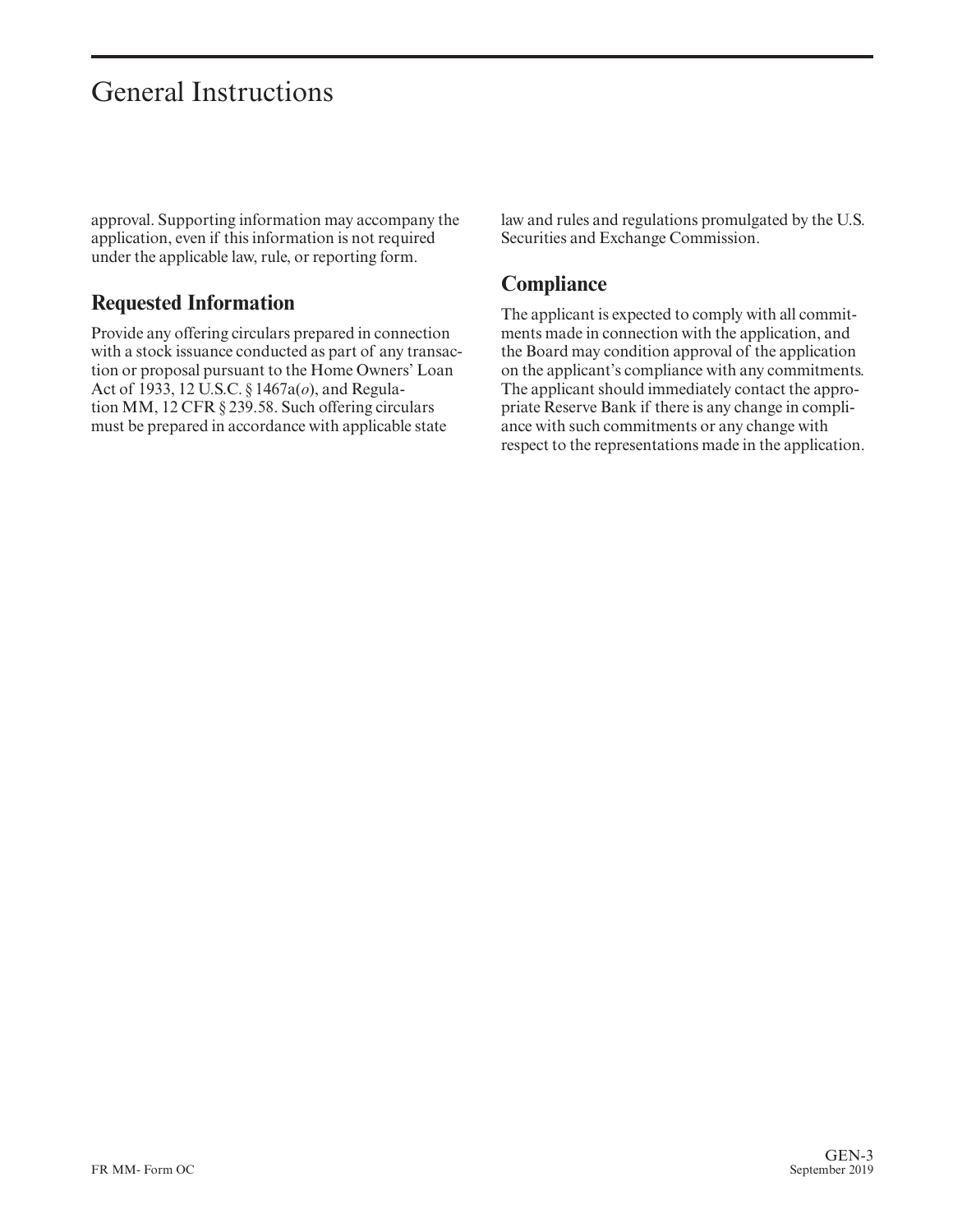approval. Supporting information may accompany the application, even if this information is not required under the applicable law, rule, or reporting form.

## Requested Information

Provide any offering circulars prepared in connection with a stock issuance conducted as part of any transaction or proposal pursuant to the Home Owners' Loan Act of 1933, 12 U.S.C. § 1467a(*o*), and Regulation MM, 12 CFR § 239.58. Such offering circulars must be prepared in accordance with applicable state law and rules and regulations promulgated by the U.S. Securities and Exchange Commission.

## Compliance

The applicant is expected to comply with all commitments made in connection with the application, and the Board may condition approval of the application on the applicant's compliance with any commitments. The applicant should immediately contact the appropriate Reserve Bank if there is any change in compliance with such commitments or any change with respect to the representations made in the application.